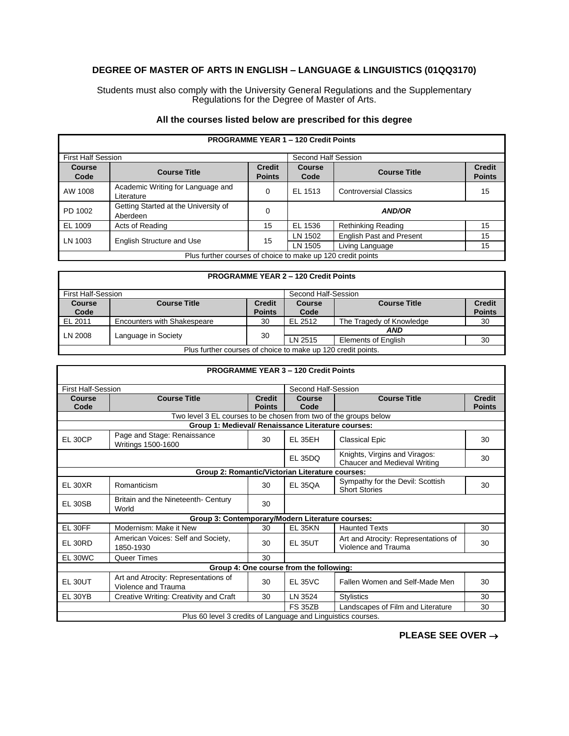## DEGREE OF MASTER OF ARTS IN ENGLISH – LANGUAGE & LINGUISTICS (01QQ3170)

Students must also comply with the University General Regulations and the Supplementary Regulations for the Degree of Master of Arts.

### All the courses listed below are prescribed for this degree

| PROGRAMME YEAR 1 – 120 Credit Points | | | | | |
|---|---|---|---|---|---|
| First Half Session | | | Second Half Session | | |
| **Course Code** | **Course Title** | **Credit Points** | **Course Code** | **Course Title** | **Credit Points** |
| AW 1008 | Academic Writing for Language and Literature | 0 | EL 1513 | Controversial Classics | 15 |
| PD 1002 | Getting Started at the University of Aberdeen | 0 | ***AND/OR*** | | |
| EL 1009 | Acts of Reading | 15 | EL 1536 | Rethinking Reading | 15 |
| LN 1003 | English Structure and Use | 15 | LN 1502 | English Past and Present | 15 |
| | | | LN 1505 | Living Language | 15 |
| Plus further courses of choice to make up 120 credit points | | | | | |

| PROGRAMME YEAR 2 – 120 Credit Points | | | | | |
|---|---|---|---|---|---|
| First Half-Session | | | Second Half-Session | | |
| **Course Code** | **Course Title** | **Credit Points** | **Course Code** | **Course Title** | **Credit Points** |
| EL 2011 | Encounters with Shakespeare | 30 | EL 2512 | The Tragedy of Knowledge | 30 |
| LN 2008 | Language in Society | 30 | ***AND*** | | |
| | | | LN 2515 | Elements of English | 30 |
| Plus further courses of choice to make up 120 credit points. | | | | | |

| PROGRAMME YEAR 3 – 120 Credit Points | | | | | |
|---|---|---|---|---|---|
| First Half-Session | | | Second Half-Session | | |
| **Course Code** | **Course Title** | **Credit Points** | **Course Code** | **Course Title** | **Credit Points** |
| Two level 3 EL courses to be chosen from two of the groups below | | | | | |
| **Group 1: Medieval/ Renaissance Literature courses:** | | | | | |
| EL 30CP | Page and Stage: Renaissance Writings 1500-1600 | 30 | EL 35EH | Classical Epic | 30 |
| | | | EL 35DQ | Knights, Virgins and Viragos: Chaucer and Medieval Writing | 30 |
| **Group 2: Romantic/Victorian Literature courses:** | | | | | |
| EL 30XR | Romanticism | 30 | EL 35QA | Sympathy for the Devil: Scottish Short Stories | 30 |
| EL 30SB | Britain and the Nineteenth- Century World | 30 | | | |
| **Group 3: Contemporary/Modern Literature courses:** | | | | | |
| EL 30FF | Modernism: Make it New | 30 | EL 35KN | Haunted Texts | 30 |
| EL 30RD | American Voices: Self and Society, 1850-1930 | 30 | EL 35UT | Art and Atrocity: Representations of Violence and Trauma | 30 |
| EL 30WC | Queer Times | 30 | | | |
| **Group 4: One course from the following:** | | | | | |
| EL 30UT | Art and Atrocity: Representations of Violence and Trauma | 30 | EL 35VC | Fallen Women and Self-Made Men | 30 |
| EL 30YB | Creative Writing: Creativity and Craft | 30 | LN 3524 | Stylistics | 30 |
| | | | FS 35ZB | Landscapes of Film and Literature | 30 |
| Plus 60 level 3 credits of Language and Linguistics courses. | | | | | |

**PLEASE SEE OVER →**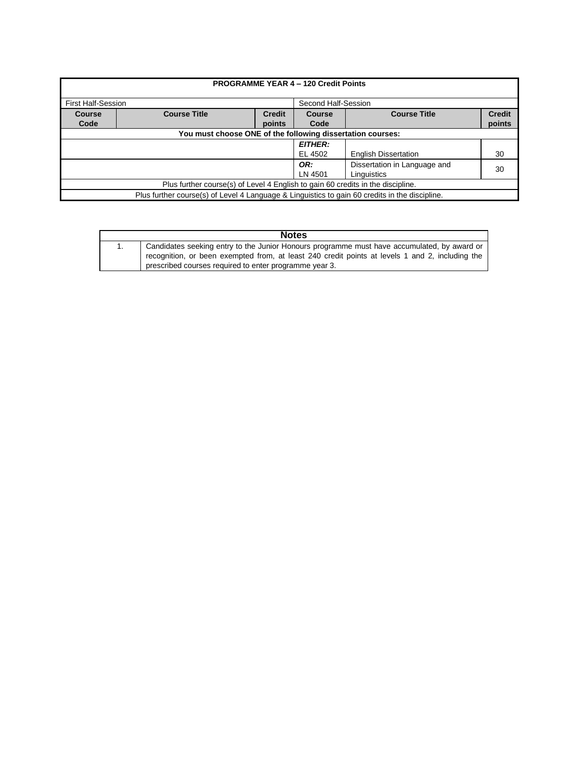| PROGRAMME YEAR 4 – 120 Credit Points | | | | | |
|---|---|---|---|---|---|
| First Half-Session | | | Second Half-Session | | |
| **Course Code** | **Course Title** | **Credit points** | **Course Code** | **Course Title** | **Credit points** |
| **You must choose ONE of the following dissertation courses:** | | | | | |
| | | | ***EITHER:*** EL 4502 | English Dissertation | 30 |
| | | | ***OR:*** LN 4501 | Dissertation in Language and Linguistics | 30 |
| Plus further course(s) of Level 4 English to gain 60 credits in the discipline. | | | | | |
| Plus further course(s) of Level 4 Language & Linguistics to gain 60 credits in the discipline. | | | | | |

| **Notes** | |
|---|---|
| 1. | Candidates seeking entry to the Junior Honours programme must have accumulated, by award or recognition, or been exempted from, at least 240 credit points at levels 1 and 2, including the prescribed courses required to enter programme year 3. |